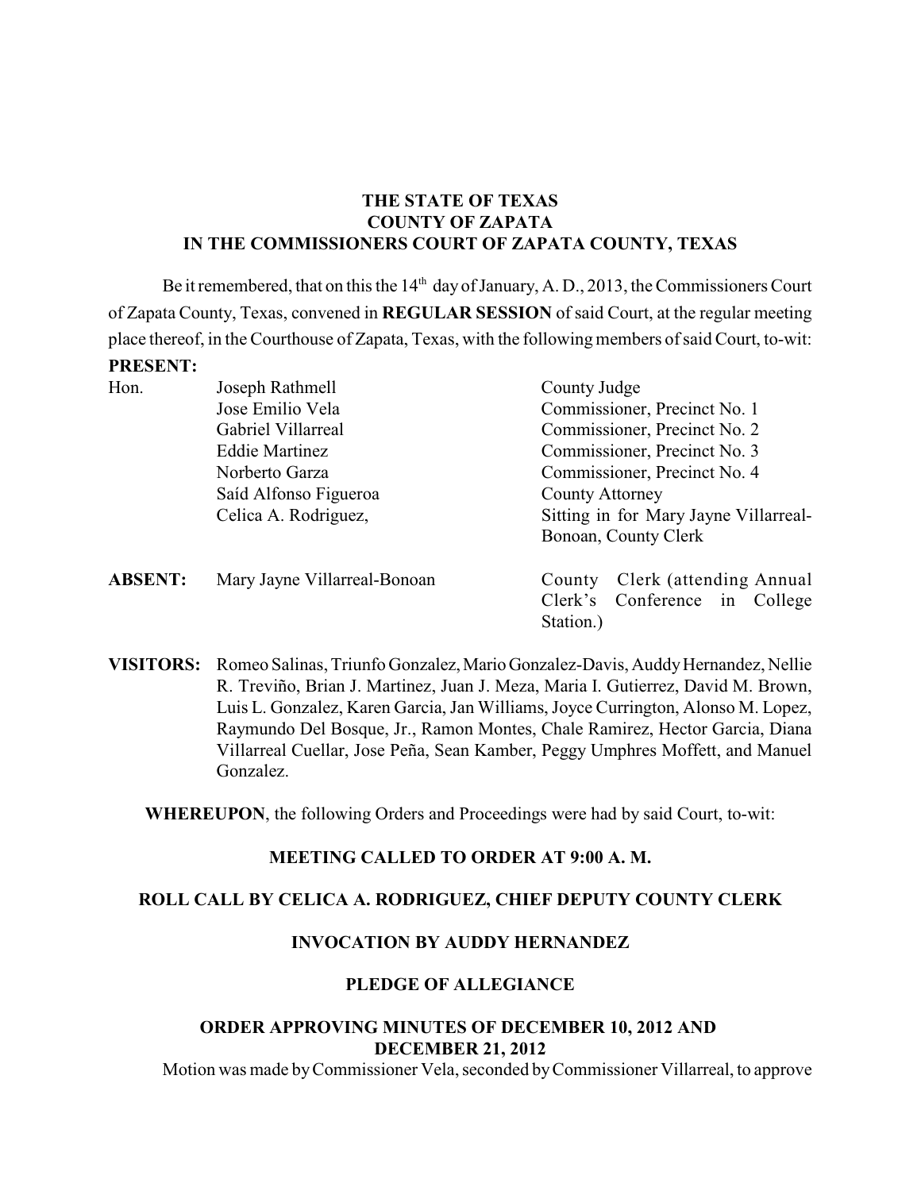**THE STATE OF TEXAS**
**COUNTY OF ZAPATA**
**IN THE COMMISSIONERS COURT OF ZAPATA COUNTY, TEXAS**

Be it remembered, that on this the 14th day of January, A. D., 2013, the Commissioners Court of Zapata County, Texas, convened in **REGULAR SESSION** of said Court, at the regular meeting place thereof, in the Courthouse of Zapata, Texas, with the following members of said Court, to-wit:

**PRESENT:**

| | | |
|---|---|---|
| Hon. | Joseph Rathmell | County Judge |
| | Jose Emilio Vela | Commissioner, Precinct No. 1 |
| | Gabriel Villarreal | Commissioner, Precinct No. 2 |
| | Eddie Martinez | Commissioner, Precinct No. 3 |
| | Norberto Garza | Commissioner, Precinct No. 4 |
| | Saíd Alfonso Figueroa | County Attorney |
| | Celica A. Rodriguez, | Sitting in for Mary Jayne Villarreal-Bonoan, County Clerk |
| **ABSENT:** | Mary Jayne Villarreal-Bonoan | County Clerk (attending Annual Clerk's Conference in College Station.) |

**VISITORS:** Romeo Salinas, Triunfo Gonzalez, Mario Gonzalez-Davis, Auddy Hernandez, Nellie R. Treviño, Brian J. Martinez, Juan J. Meza, Maria I. Gutierrez, David M. Brown, Luis L. Gonzalez, Karen Garcia, Jan Williams, Joyce Currington, Alonso M. Lopez, Raymundo Del Bosque, Jr., Ramon Montes, Chale Ramirez, Hector Garcia, Diana Villarreal Cuellar, Jose Peña, Sean Kamber, Peggy Umphres Moffett, and Manuel Gonzalez.

**WHEREUPON**, the following Orders and Proceedings were had by said Court, to-wit:

**MEETING CALLED TO ORDER AT 9:00 A. M.**

**ROLL CALL BY CELICA A. RODRIGUEZ, CHIEF DEPUTY COUNTY CLERK**

**INVOCATION BY AUDDY HERNANDEZ**

**PLEDGE OF ALLEGIANCE**

**ORDER APPROVING MINUTES OF DECEMBER 10, 2012 AND DECEMBER 21, 2012**

Motion was made by Commissioner Vela, seconded by Commissioner Villarreal, to approve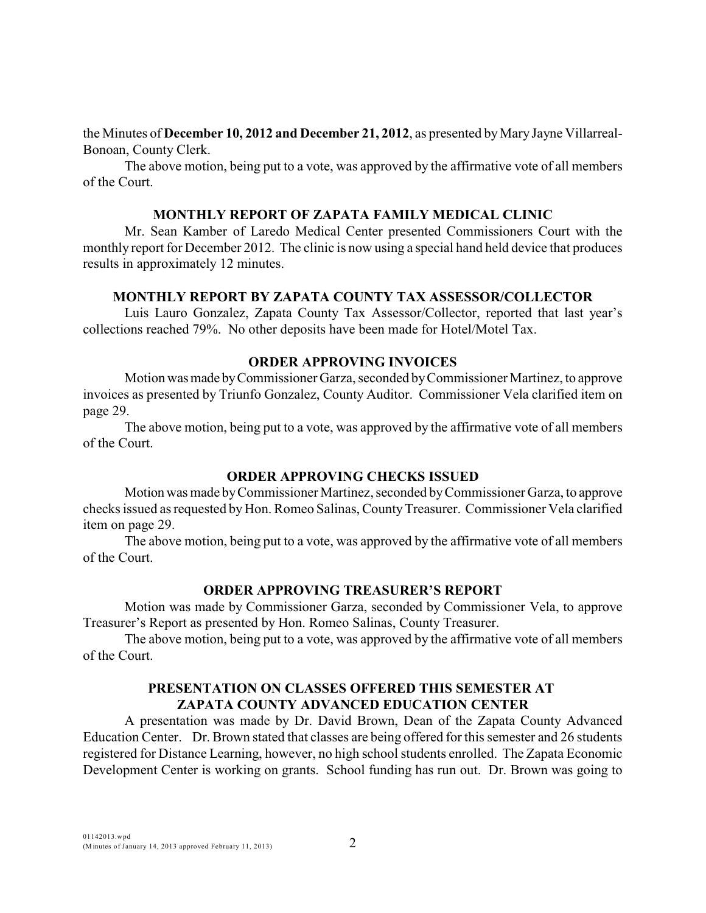the Minutes of **December 10, 2012 and December 21, 2012**, as presented by Mary Jayne Villarreal-Bonoan, County Clerk.

The above motion, being put to a vote, was approved by the affirmative vote of all members of the Court.

## MONTHLY REPORT OF ZAPATA FAMILY MEDICAL CLINIC

Mr. Sean Kamber of Laredo Medical Center presented Commissioners Court with the monthly report for December 2012. The clinic is now using a special hand held device that produces results in approximately 12 minutes.

## MONTHLY REPORT BY ZAPATA COUNTY TAX ASSESSOR/COLLECTOR

Luis Lauro Gonzalez, Zapata County Tax Assessor/Collector, reported that last year's collections reached 79%. No other deposits have been made for Hotel/Motel Tax.

## ORDER APPROVING INVOICES

Motion was made by Commissioner Garza, seconded by Commissioner Martinez, to approve invoices as presented by Triunfo Gonzalez, County Auditor. Commissioner Vela clarified item on page 29.

The above motion, being put to a vote, was approved by the affirmative vote of all members of the Court.

## ORDER APPROVING CHECKS ISSUED

Motion was made by Commissioner Martinez, seconded by Commissioner Garza, to approve checks issued as requested by Hon. Romeo Salinas, County Treasurer. Commissioner Vela clarified item on page 29.

The above motion, being put to a vote, was approved by the affirmative vote of all members of the Court.

## ORDER APPROVING TREASURER'S REPORT

Motion was made by Commissioner Garza, seconded by Commissioner Vela, to approve Treasurer's Report as presented by Hon. Romeo Salinas, County Treasurer.

The above motion, being put to a vote, was approved by the affirmative vote of all members of the Court.

## PRESENTATION ON CLASSES OFFERED THIS SEMESTER AT ZAPATA COUNTY ADVANCED EDUCATION CENTER

A presentation was made by Dr. David Brown, Dean of the Zapata County Advanced Education Center. Dr. Brown stated that classes are being offered for this semester and 26 students registered for Distance Learning, however, no high school students enrolled. The Zapata Economic Development Center is working on grants. School funding has run out. Dr. Brown was going to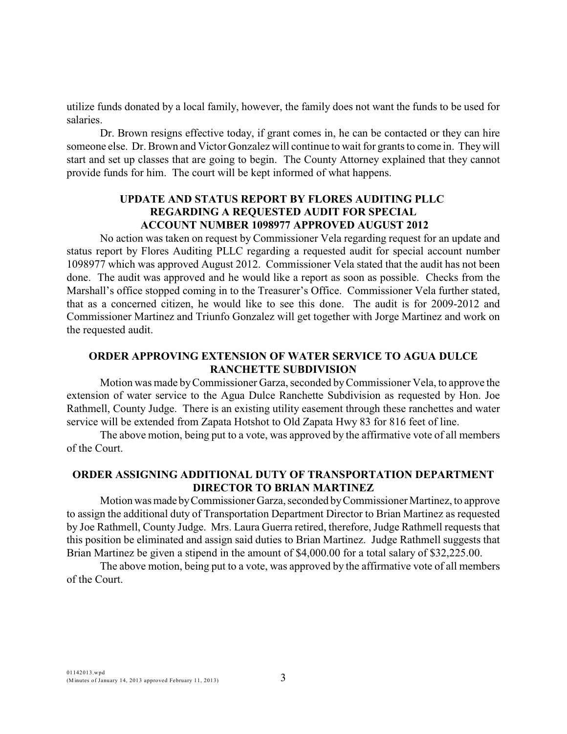utilize funds donated by a local family, however, the family does not want the funds to be used for salaries.

Dr. Brown resigns effective today, if grant comes in, he can be contacted or they can hire someone else. Dr. Brown and Victor Gonzalez will continue to wait for grants to come in. They will start and set up classes that are going to begin. The County Attorney explained that they cannot provide funds for him. The court will be kept informed of what happens.

**UPDATE AND STATUS REPORT BY FLORES AUDITING PLLC REGARDING A REQUESTED AUDIT FOR SPECIAL ACCOUNT NUMBER 1098977 APPROVED AUGUST 2012**

No action was taken on request by Commissioner Vela regarding request for an update and status report by Flores Auditing PLLC regarding a requested audit for special account number 1098977 which was approved August 2012. Commissioner Vela stated that the audit has not been done. The audit was approved and he would like a report as soon as possible. Checks from the Marshall's office stopped coming in to the Treasurer's Office. Commissioner Vela further stated, that as a concerned citizen, he would like to see this done. The audit is for 2009-2012 and Commissioner Martinez and Triunfo Gonzalez will get together with Jorge Martinez and work on the requested audit.

**ORDER APPROVING EXTENSION OF WATER SERVICE TO AGUA DULCE RANCHETTE SUBDIVISION**

Motion was made by Commissioner Garza, seconded by Commissioner Vela, to approve the extension of water service to the Agua Dulce Ranchette Subdivision as requested by Hon. Joe Rathmell, County Judge. There is an existing utility easement through these ranchettes and water service will be extended from Zapata Hotshot to Old Zapata Hwy 83 for 816 feet of line.

The above motion, being put to a vote, was approved by the affirmative vote of all members of the Court.

**ORDER ASSIGNING ADDITIONAL DUTY OF TRANSPORTATION DEPARTMENT DIRECTOR TO BRIAN MARTINEZ**

Motion was made by Commissioner Garza, seconded by Commissioner Martinez, to approve to assign the additional duty of Transportation Department Director to Brian Martinez as requested by Joe Rathmell, County Judge. Mrs. Laura Guerra retired, therefore, Judge Rathmell requests that this position be eliminated and assign said duties to Brian Martinez. Judge Rathmell suggests that Brian Martinez be given a stipend in the amount of $4,000.00 for a total salary of $32,225.00.

The above motion, being put to a vote, was approved by the affirmative vote of all members of the Court.

01142013.wpd
(Minutes of January 14, 2013 approved February 11, 2013)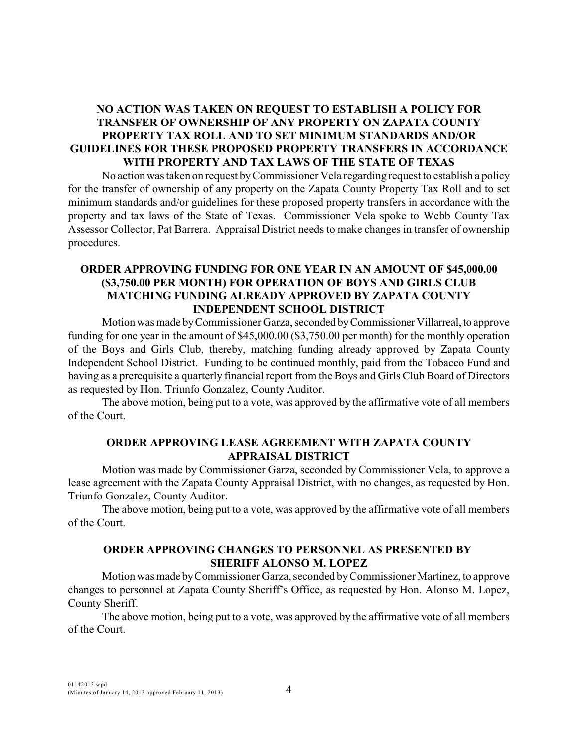## NO ACTION WAS TAKEN ON REQUEST TO ESTABLISH A POLICY FOR TRANSFER OF OWNERSHIP OF ANY PROPERTY ON ZAPATA COUNTY PROPERTY TAX ROLL AND TO SET MINIMUM STANDARDS AND/OR GUIDELINES FOR THESE PROPOSED PROPERTY TRANSFERS IN ACCORDANCE WITH PROPERTY AND TAX LAWS OF THE STATE OF TEXAS

No action was taken on request by Commissioner Vela regarding request to establish a policy for the transfer of ownership of any property on the Zapata County Property Tax Roll and to set minimum standards and/or guidelines for these proposed property transfers in accordance with the property and tax laws of the State of Texas. Commissioner Vela spoke to Webb County Tax Assessor Collector, Pat Barrera. Appraisal District needs to make changes in transfer of ownership procedures.

## ORDER APPROVING FUNDING FOR ONE YEAR IN AN AMOUNT OF $45,000.00 ($3,750.00 PER MONTH) FOR OPERATION OF BOYS AND GIRLS CLUB MATCHING FUNDING ALREADY APPROVED BY ZAPATA COUNTY INDEPENDENT SCHOOL DISTRICT

Motion was made by Commissioner Garza, seconded by Commissioner Villarreal, to approve funding for one year in the amount of $45,000.00 ($3,750.00 per month) for the monthly operation of the Boys and Girls Club, thereby, matching funding already approved by Zapata County Independent School District. Funding to be continued monthly, paid from the Tobacco Fund and having as a prerequisite a quarterly financial report from the Boys and Girls Club Board of Directors as requested by Hon. Triunfo Gonzalez, County Auditor.

The above motion, being put to a vote, was approved by the affirmative vote of all members of the Court.

## ORDER APPROVING LEASE AGREEMENT WITH ZAPATA COUNTY APPRAISAL DISTRICT

Motion was made by Commissioner Garza, seconded by Commissioner Vela, to approve a lease agreement with the Zapata County Appraisal District, with no changes, as requested by Hon. Triunfo Gonzalez, County Auditor.

The above motion, being put to a vote, was approved by the affirmative vote of all members of the Court.

## ORDER APPROVING CHANGES TO PERSONNEL AS PRESENTED BY SHERIFF ALONSO M. LOPEZ

Motion was made by Commissioner Garza, seconded by Commissioner Martinez, to approve changes to personnel at Zapata County Sheriff's Office, as requested by Hon. Alonso M. Lopez, County Sheriff.

The above motion, being put to a vote, was approved by the affirmative vote of all members of the Court.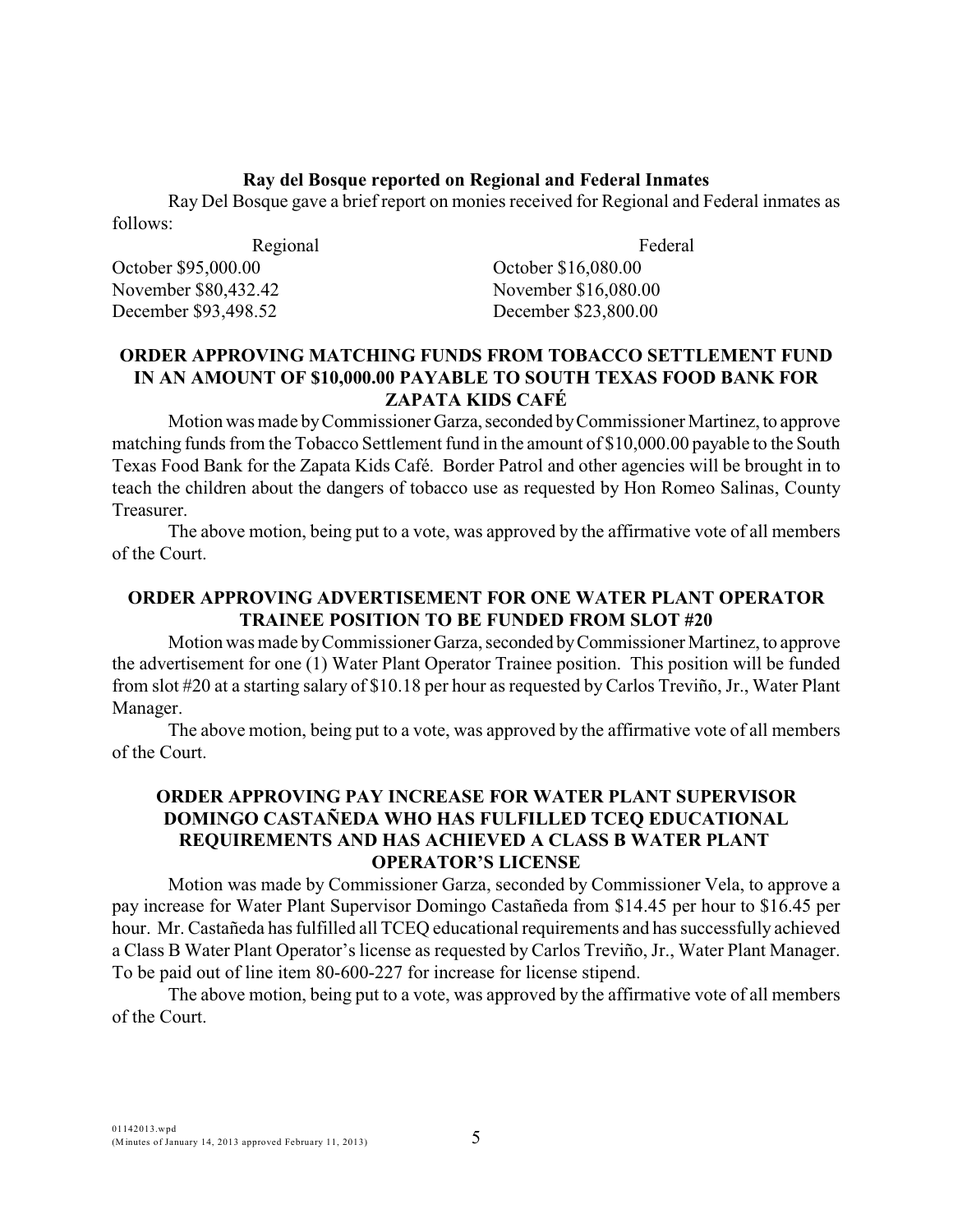**Ray del Bosque reported on Regional and Federal Inmates**

Ray Del Bosque gave a brief report on monies received for Regional and Federal inmates as follows:

| Regional | Federal |
|---|---|
| October $95,000.00 | October $16,080.00 |
| November $80,432.42 | November $16,080.00 |
| December $93,498.52 | December $23,800.00 |

**ORDER APPROVING MATCHING FUNDS FROM TOBACCO SETTLEMENT FUND IN AN AMOUNT OF $10,000.00 PAYABLE TO SOUTH TEXAS FOOD BANK FOR ZAPATA KIDS CAFÉ**

Motion was made by Commissioner Garza, seconded by Commissioner Martinez, to approve matching funds from the Tobacco Settlement fund in the amount of $10,000.00 payable to the South Texas Food Bank for the Zapata Kids Café. Border Patrol and other agencies will be brought in to teach the children about the dangers of tobacco use as requested by Hon Romeo Salinas, County Treasurer.

The above motion, being put to a vote, was approved by the affirmative vote of all members of the Court.

**ORDER APPROVING ADVERTISEMENT FOR ONE WATER PLANT OPERATOR TRAINEE POSITION TO BE FUNDED FROM SLOT #20**

Motion was made by Commissioner Garza, seconded by Commissioner Martinez, to approve the advertisement for one (1) Water Plant Operator Trainee position. This position will be funded from slot #20 at a starting salary of $10.18 per hour as requested by Carlos Treviño, Jr., Water Plant Manager.

The above motion, being put to a vote, was approved by the affirmative vote of all members of the Court.

**ORDER APPROVING PAY INCREASE FOR WATER PLANT SUPERVISOR DOMINGO CASTAÑEDA WHO HAS FULFILLED TCEQ EDUCATIONAL REQUIREMENTS AND HAS ACHIEVED A CLASS B WATER PLANT OPERATOR'S LICENSE**

Motion was made by Commissioner Garza, seconded by Commissioner Vela, to approve a pay increase for Water Plant Supervisor Domingo Castañeda from $14.45 per hour to $16.45 per hour. Mr. Castañeda has fulfilled all TCEQ educational requirements and has successfully achieved a Class B Water Plant Operator's license as requested by Carlos Treviño, Jr., Water Plant Manager. To be paid out of line item 80-600-227 for increase for license stipend.

The above motion, being put to a vote, was approved by the affirmative vote of all members of the Court.

01142013.wpd
(Minutes of January 14, 2013 approved February 11, 2013)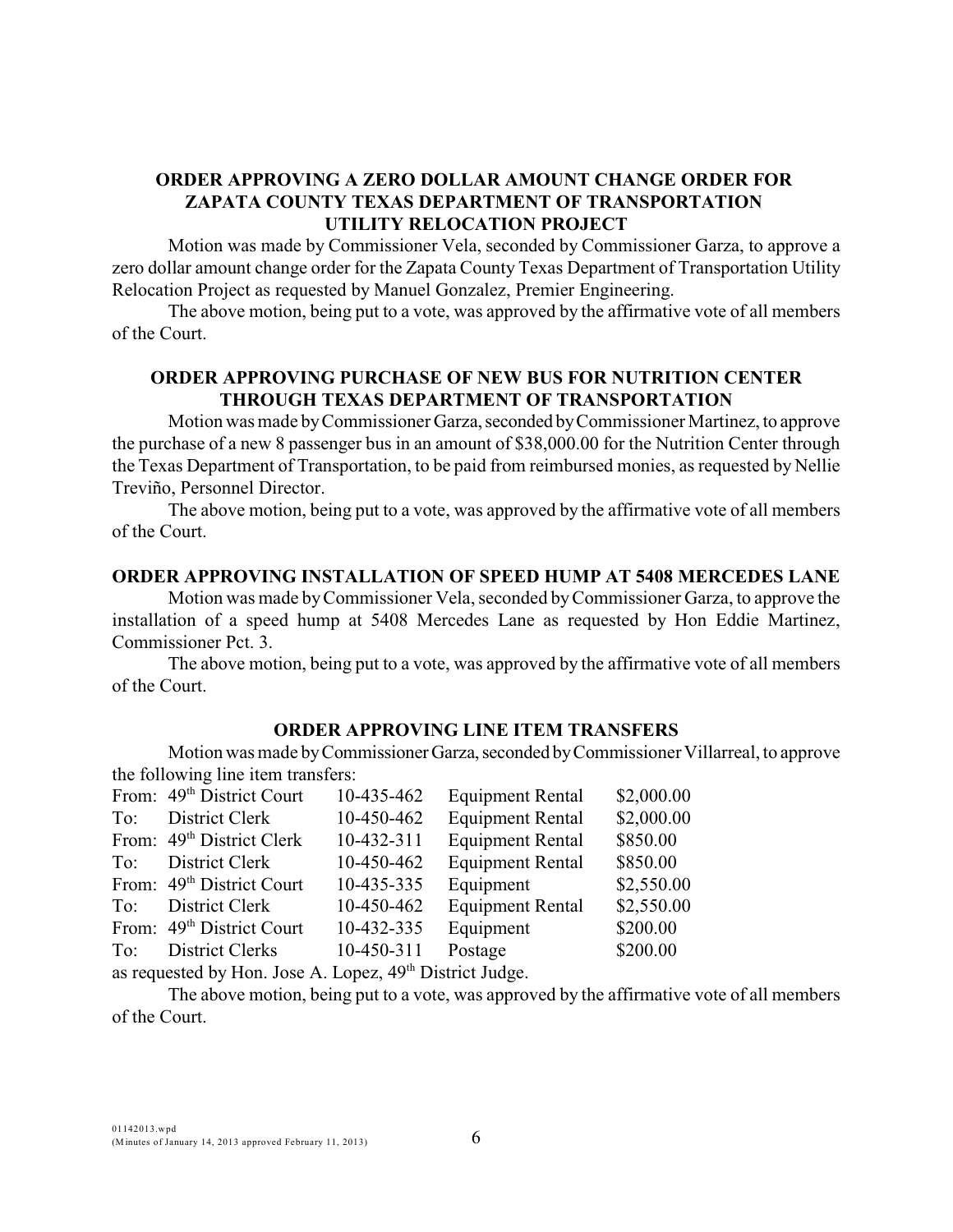**ORDER APPROVING A ZERO DOLLAR AMOUNT CHANGE ORDER FOR ZAPATA COUNTY TEXAS DEPARTMENT OF TRANSPORTATION UTILITY RELOCATION PROJECT**

Motion was made by Commissioner Vela, seconded by Commissioner Garza, to approve a zero dollar amount change order for the Zapata County Texas Department of Transportation Utility Relocation Project as requested by Manuel Gonzalez, Premier Engineering.

The above motion, being put to a vote, was approved by the affirmative vote of all members of the Court.

**ORDER APPROVING PURCHASE OF NEW BUS FOR NUTRITION CENTER THROUGH TEXAS DEPARTMENT OF TRANSPORTATION**

Motion was made by Commissioner Garza, seconded by Commissioner Martinez, to approve the purchase of a new 8 passenger bus in an amount of $38,000.00 for the Nutrition Center through the Texas Department of Transportation, to be paid from reimbursed monies, as requested by Nellie Treviño, Personnel Director.

The above motion, being put to a vote, was approved by the affirmative vote of all members of the Court.

**ORDER APPROVING INSTALLATION OF SPEED HUMP AT 5408 MERCEDES LANE**

Motion was made by Commissioner Vela, seconded by Commissioner Garza, to approve the installation of a speed hump at 5408 Mercedes Lane as requested by Hon Eddie Martinez, Commissioner Pct. 3.

The above motion, being put to a vote, was approved by the affirmative vote of all members of the Court.

**ORDER APPROVING LINE ITEM TRANSFERS**

Motion was made by Commissioner Garza, seconded by Commissioner Villarreal, to approve the following line item transfers:

| | | | | |
|---|---|---|---|---|
| From: | 49th District Court | 10-435-462 | Equipment Rental | $2,000.00 |
| To: | District Clerk | 10-450-462 | Equipment Rental | $2,000.00 |
| From: | 49th District Clerk | 10-432-311 | Equipment Rental | $850.00 |
| To: | District Clerk | 10-450-462 | Equipment Rental | $850.00 |
| From: | 49th District Court | 10-435-335 | Equipment | $2,550.00 |
| To: | District Clerk | 10-450-462 | Equipment Rental | $2,550.00 |
| From: | 49th District Court | 10-432-335 | Equipment | $200.00 |
| To: | District Clerks | 10-450-311 | Postage | $200.00 |

as requested by Hon. Jose A. Lopez, 49th District Judge.

The above motion, being put to a vote, was approved by the affirmative vote of all members of the Court.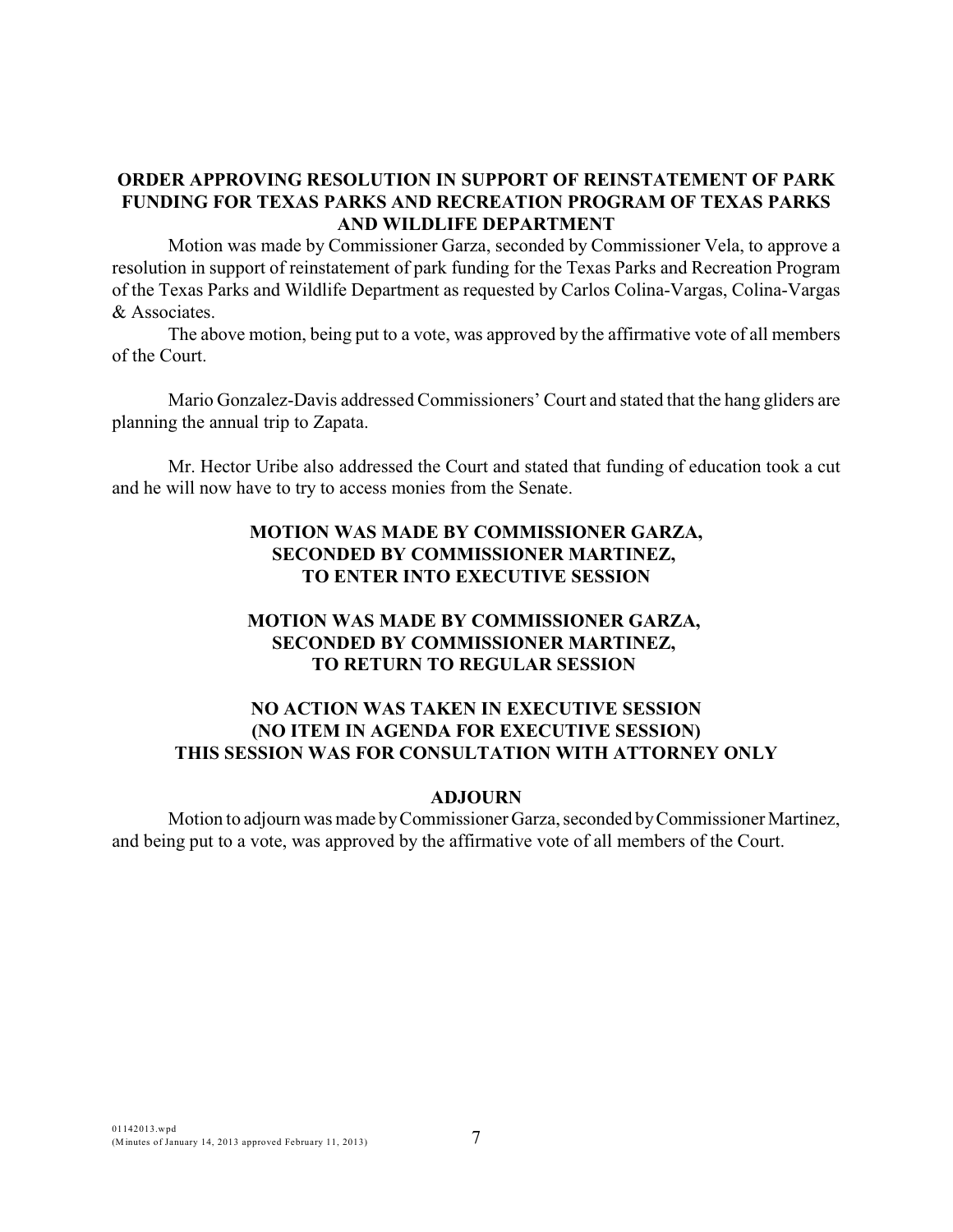**ORDER APPROVING RESOLUTION IN SUPPORT OF REINSTATEMENT OF PARK FUNDING FOR TEXAS PARKS AND RECREATION PROGRAM OF TEXAS PARKS AND WILDLIFE DEPARTMENT**

Motion was made by Commissioner Garza, seconded by Commissioner Vela, to approve a resolution in support of reinstatement of park funding for the Texas Parks and Recreation Program of the Texas Parks and Wildlife Department as requested by Carlos Colina-Vargas, Colina-Vargas & Associates.

The above motion, being put to a vote, was approved by the affirmative vote of all members of the Court.

Mario Gonzalez-Davis addressed Commissioners' Court and stated that the hang gliders are planning the annual trip to Zapata.

Mr. Hector Uribe also addressed the Court and stated that funding of education took a cut and he will now have to try to access monies from the Senate.

**MOTION WAS MADE BY COMMISSIONER GARZA, SECONDED BY COMMISSIONER MARTINEZ, TO ENTER INTO EXECUTIVE SESSION**

**MOTION WAS MADE BY COMMISSIONER GARZA, SECONDED BY COMMISSIONER MARTINEZ, TO RETURN TO REGULAR SESSION**

**NO ACTION WAS TAKEN IN EXECUTIVE SESSION (NO ITEM IN AGENDA FOR EXECUTIVE SESSION) THIS SESSION WAS FOR CONSULTATION WITH ATTORNEY ONLY**

**ADJOURN**

Motion to adjourn was made by Commissioner Garza, seconded by Commissioner Martinez, and being put to a vote, was approved by the affirmative vote of all members of the Court.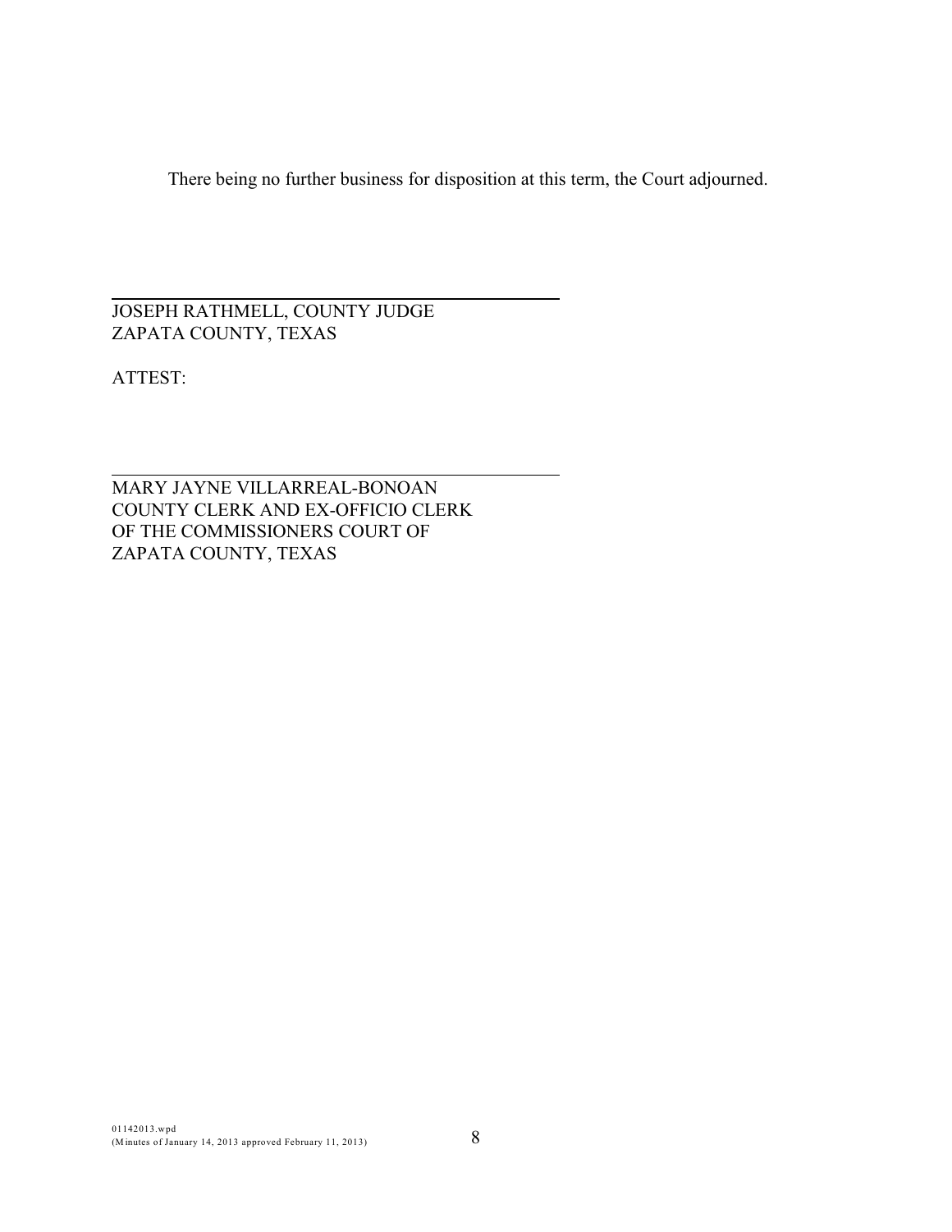There being no further business for disposition at this term, the Court adjourned.

JOSEPH RATHMELL, COUNTY JUDGE
ZAPATA COUNTY, TEXAS

ATTEST:

MARY JAYNE VILLARREAL-BONOAN
COUNTY CLERK AND EX-OFFICIO CLERK
OF THE COMMISSIONERS COURT OF
ZAPATA COUNTY, TEXAS